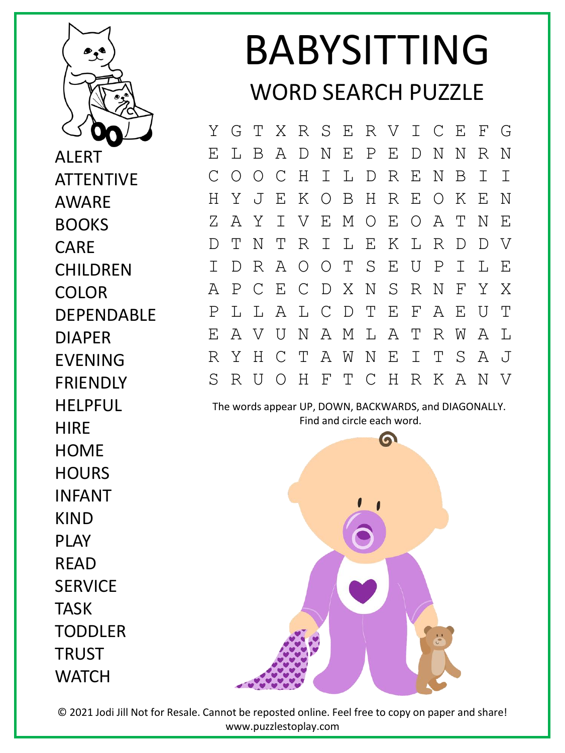# BABYSITTING

## WORD SEARCH PUZZLE

```
Y G T X R S E R V I C E F G
E L B A D N E P E D N N R N
C O O C H I L D R E N B I I
H Y J E K O B H R E O K E N
Z A Y I V E M O E O A T N E
D T N T R I L E K L R D D V
I D R A O O T S E U P I L E
A P C E C D X N S R N F Y X
P L L A L C D T E F A E U T
E A V U N A M L A T R W A L
R Y H C T A W N E I T S A J
S R U O H F T C H R K A N V
```

The words appear UP, DOWN, BACKWARDS, and DIAGONALLY.
Find and circle each word.

ALERT
ATTENTIVE
AWARE
BOOKS
CARE
CHILDREN
COLOR
DEPENDABLE
DIAPER
EVENING
FRIENDLY
HELPFUL
HIRE
HOME
HOURS
INFANT
KIND
PLAY
READ
SERVICE
TASK
TODDLER
TRUST
WATCH

© 2021 Jodi Jill Not for Resale. Cannot be reposted online. Feel free to copy on paper and share!
www.puzzlestoplay.com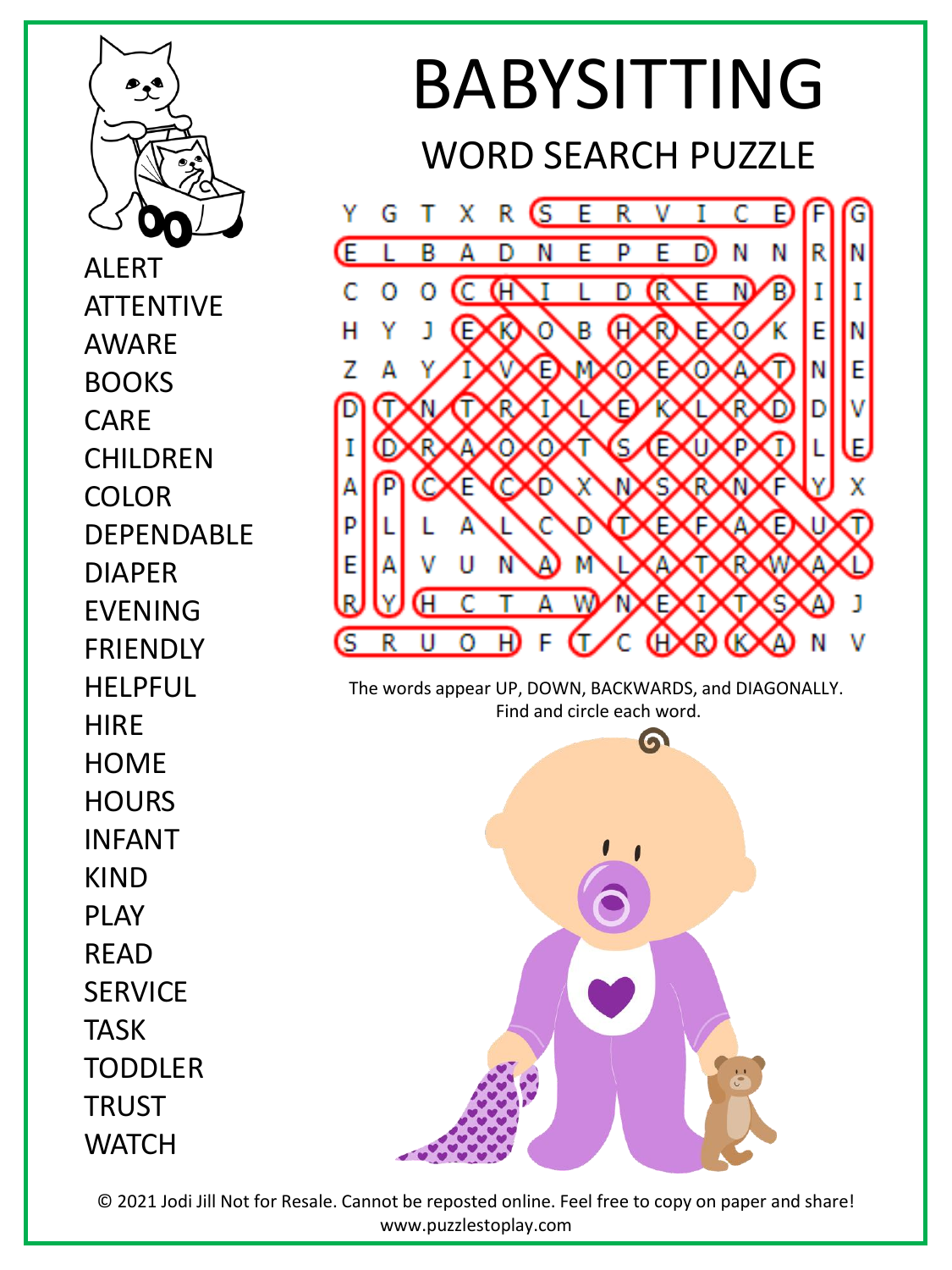# BABYSITTING

## WORD SEARCH PUZZLE

| | | | | | | | | | | | | | |
|---|---|---|---|---|---|---|---|---|---|---|---|---|---|
| Y | G | T | X | R | S | E | R | V | I | C | E | F | G |
| E | L | B | A | D | N | E | P | E | D | N | N | R | N |
| C | O | O | C | H | I | L | D | R | E | N | B | I | I |
| H | Y | J | E | K | O | B | H | R | E | O | K | E | N |
| Z | A | Y | I | V | E | M | O | E | O | A | T | N | E |
| D | T | N | T | R | I | L | E | K | L | R | D | D | V |
| I | D | R | A | O | O | T | S | E | U | P | I | L | E |
| A | P | C | E | C | D | X | N | S | R | N | F | Y | X |
| P | L | L | A | L | C | D | T | E | F | A | E | U | T |
| E | A | V | U | N | A | M | L | A | T | R | W | A | L |
| R | Y | H | C | T | A | W | N | E | I | T | S | A | J |
| S | R | U | O | H | F | T | C | H | R | K | A | N | V |

The words appear UP, DOWN, BACKWARDS, and DIAGONALLY.
Find and circle each word.

ALERT
ATTENTIVE
AWARE
BOOKS
CARE
CHILDREN
COLOR
DEPENDABLE
DIAPER
EVENING
FRIENDLY
HELPFUL
HIRE
HOME
HOURS
INFANT
KIND
PLAY
READ
SERVICE
TASK
TODDLER
TRUST
WATCH

© 2021 Jodi Jill Not for Resale. Cannot be reposted online. Feel free to copy on paper and share!
www.puzzlestoplay.com